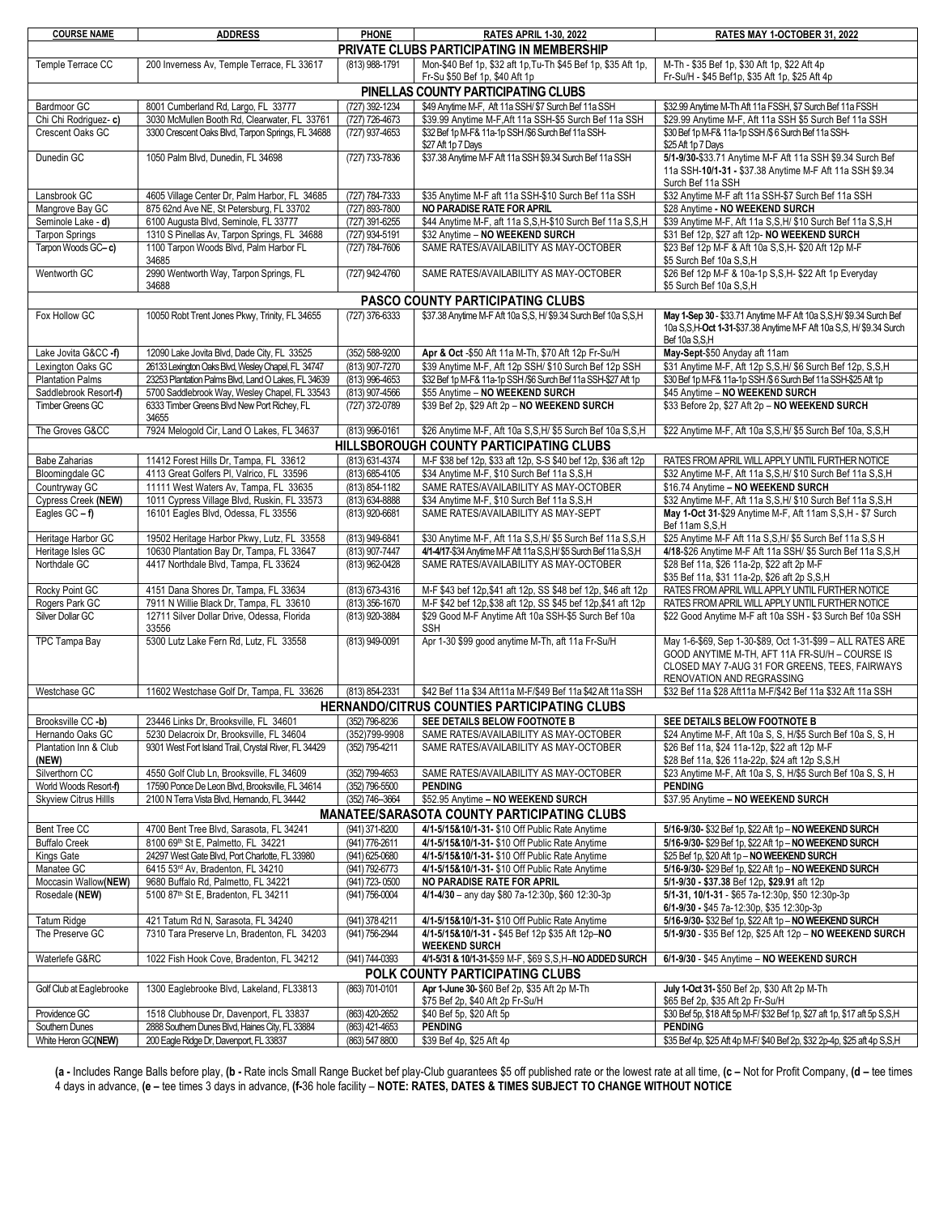| COURSE NAME | ADDRESS | PHONE | RATES APRIL 1-30, 2022 | RATES MAY 1-OCTOBER 31, 2022 |
|---|---|---|---|---|
| **PRIVATE CLUBS PARTICIPATING IN MEMBERSHIP** | | | | |
| Temple Terrace CC | 200 Inverness Av, Temple Terrace, FL 33617 | (813) 988-1791 | Mon-$40 Bef 1p, $32 aft 1p,Tu-Th $45 Bef 1p, $35 Aft 1p, Fr-Su $50 Bef 1p, $40 Aft 1p | M-Th - $35 Bef 1p, $30 Aft 1p, $22 Aft 4p Fr-Su/H - $45 Bef1p, $35 Aft 1p, $25 Aft 4p |
| **PINELLAS COUNTY PARTICIPATING CLUBS** | | | | |
| Bardmoor GC | 8001 Cumberland Rd, Largo, FL 33777 | (727) 392-1234 | $49 Anytime M-F, Aft 11a SSH/ $7 Surch Bef 11a SSH | $32.99 Anytime M-Th Aft 11a FSSH, $7 Surch Bef 11a FSSH |
| Chi Chi Rodriguez- **c)** | 3030 McMullen Booth Rd, Clearwater, FL 33761 | (727) 726-4673 | $39.99 Anytime M-F,Aft 11a SSH-$5 Surch Bef 11a SSH | $29.99 Anytime M-F, Aft 11a SSH $5 Surch Bef 11a SSH |
| Crescent Oaks GC | 3300 Crescent Oaks Blvd, Tarpon Springs, FL 34688 | (727) 937-4653 | $32 Bef 1p M-F& 11a-1p SSH /$6 Surch Bef 11a SSH- $27 Aft 1p 7 Days | $30 Bef 1p M-F& 11a-1p SSH /$ 6 Surch Bef 11a SSH- $25 Aft 1p 7 Days |
| Dunedin GC | 1050 Palm Blvd, Dunedin, FL 34698 | (727) 733-7836 | $37.38 Anytime M-F Aft 11a SSH $9.34 Surch Bef 11a SSH | **5/1-9/30-**$33.71 Anytime M-F Aft 11a SSH $9.34 Surch Bef 11a SSH-**10/1-31 -** $37.38 Anytime M-F Aft 11a SSH $9.34 Surch Bef 11a SSH |
| Lansbrook GC | 4605 Village Center Dr, Palm Harbor, FL 34685 | (727) 784-7333 | $35 Anytime M-F aft 11a SSH-$10 Surch Bef 11a SSH | $32 Anytime M-F aft 11a SSH-$7 Surch Bef 11a SSH |
| Mangrove Bay GC | 875 62nd Ave NE, St Petersburg, FL 33702 | (727) 893-7800 | **NO PARADISE RATE FOR APRIL** | $28 Anytime **- NO WEEKEND SURCH** |
| Seminole Lake - **d)** | 6100 Augusta Blvd, Seminole, FL 33777 | (727) 391-6255 | $44 Anytime M-F, aft 11a S,S,H-$10 Surch Bef 11a S,S,H | $39 Anytime M-F, Aft 11a S,S,H/ $10 Surch Bef 11a S,S,H |
| Tarpon Springs | 1310 S Pinellas Av, Tarpon Springs, FL 34688 | (727) 934-5191 | $32 Anytime – **NO WEEKEND SURCH** | $31 Bef 12p, $27 aft 12p- **NO WEEKEND SURCH** |
| Tarpon Woods GC– **c)** | 1100 Tarpon Woods Blvd, Palm Harbor FL 34685 | (727) 784-7606 | SAME RATES/AVAILABILITY AS MAY-OCTOBER | $23 Bef 12p M-F & Aft 10a S,S,H- $20 Aft 12p M-F $5 Surch Bef 10a S,S,H |
| Wentworth GC | 2990 Wentworth Way, Tarpon Springs, FL 34688 | (727) 942-4760 | SAME RATES/AVAILABILITY AS MAY-OCTOBER | $26 Bef 12p M-F & 10a-1p S,S,H- $22 Aft 1p Everyday $5 Surch Bef 10a S,S,H |
| **PASCO COUNTY PARTICIPATING CLUBS** | | | | |
| Fox Hollow GC | 10050 Robt Trent Jones Pkwy, Trinity, FL 34655 | (727) 376-6333 | $37.38 Anytime M-F Aft 10a S,S, H/ $9.34 Surch Bef 10a S,S,H | **May 1-Sep 30** - $33.71 Anytime M-F Aft 10a S,S,H/ $9.34 Surch Bef 10a S,S,H-**Oct 1-31**-$37.38 Anytime M-F Aft 10a S,S, H/ $9.34 Surch Bef 10a S,S,H |
| Lake Jovita G&CC **-f)** | 12090 Lake Jovita Blvd, Dade City, FL 33525 | (352) 588-9200 | **Apr & Oct** -$50 Aft 11a M-Th, $70 Aft 12p Fr-Su/H | **May-Sept**-$50 Anyday aft 11am |
| Lexington Oaks GC | 26133 Lexington Oaks Blvd, Wesley Chapel, FL 34747 | (813) 907-7270 | $39 Anytime M-F, Aft 12p SSH/ $10 Surch Bef 12p SSH | $31 Anytime M-F, Aft 12p S,S,H/ $6 Surch Bef 12p, S,S,H |
| Plantation Palms | 23253 Plantation Palms Blvd, Land O Lakes, FL 34639 | (813) 996-4653 | $32 Bef 1p M-F& 11a-1p SSH /$6 Surch Bef 11a SSH-$27 Aft 1p | $30 Bef 1p M-F& 11a-1p SSH /$ 6 Surch Bef 11a SSH-$25 Aft 1p |
| Saddlebrook Resort**-f)** | 5700 Saddlebrook Way, Wesley Chapel, FL 33543 | (813) 907-4566 | $55 Anytime – **NO WEEKEND SURCH** | $45 Anytime – **NO WEEKEND SURCH** |
| Timber Greens GC | 6333 Timber Greens Blvd New Port Richey, FL 34655 | (727) 372-0789 | $39 Bef 2p, $29 Aft 2p – **NO WEEKEND SURCH** | $33 Before 2p, $27 Aft 2p – **NO WEEKEND SURCH** |
| The Groves G&CC | 7924 Melogold Cir, Land O Lakes, FL 34637 | (813) 996-0161 | $26 Anytime M-F, Aft 10a S,S,H/ $5 Surch Bef 10a S,S,H | $22 Anytime M-F, Aft 10a S,S,H/ $5 Surch Bef 10a, S,S,H |
| **HILLSBOROUGH COUNTY PARTICIPATING CLUBS** | | | | |
| Babe Zaharias | 11412 Forest Hills Dr, Tampa, FL 33612 | (813) 631-4374 | M-F $38 bef 12p, $33 aft 12p, S-S $40 bef 12p, $36 aft 12p | RATES FROM APRIL WILL APPLY UNTIL FURTHER NOTICE |
| Bloomingdale GC | 4113 Great Golfers Pl, Valrico, FL 33596 | (813) 685-4105 | $34 Anytime M-F, $10 Surch Bef 11a S,S,H | $32 Anytime M-F, Aft 11a S,S,H/ $10 Surch Bef 11a S,S,H |
| Countryway GC | 11111 West Waters Av, Tampa, FL 33635 | (813) 854-1182 | SAME RATES/AVAILABILITY AS MAY-OCTOBER | $16.74 Anytime **– NO WEEKEND SURCH** |
| Cypress Creek **(NEW)** | 1011 Cypress Village Blvd, Ruskin, FL 33573 | (813) 634-8888 | $34 Anytime M-F, $10 Surch Bef 11a S,S,H | $32 Anytime M-F, Aft 11a S,S,H/ $10 Surch Bef 11a S,S,H |
| Eagles GC **– f)** | 16101 Eagles Blvd, Odessa, FL 33556 | (813) 920-6681 | SAME RATES/AVAILABILITY AS MAY-SEPT | **May 1-Oct 31**-$29 Anytime M-F, Aft 11am S,S,H - $7 Surch Bef 11am S,S,H |
| Heritage Harbor GC | 19502 Heritage Harbor Pkwy, Lutz, FL 33558 | (813) 949-6841 | $30 Anytime M-F, Aft 11a S,S,H/ $5 Surch Bef 11a S,S,H | $25 Anytime M-F Aft 11a S,S,H/ $5 Surch Bef 11a S,S H |
| Heritage Isles GC | 10630 Plantation Bay Dr, Tampa, FL 33647 | (813) 907-7447 | **4/1-4/17**-$34 Anytime M-F Aft 11a S,S,H/ $5 Surch Bef 11a S,S,H | **4/18**-$26 Anytime M-F Aft 11a SSH/ $5 Surch Bef 11a S,S,H |
| Northdale GC | 4417 Northdale Blvd, Tampa, FL 33624 | (813) 962-0428 | SAME RATES/AVAILABILITY AS MAY-OCTOBER | $28 Bef 11a, $26 11a-2p, $22 aft 2p M-F $35 Bef 11a, $31 11a-2p, $26 aft 2p S,S,H |
| Rocky Point GC | 4151 Dana Shores Dr, Tampa, FL 33634 | (813) 673-4316 | M-F $43 bef 12p,$41 aft 12p, SS $48 bef 12p, $46 aft 12p | RATES FROM APRIL WILL APPLY UNTIL FURTHER NOTICE |
| Rogers Park GC | 7911 N Willie Black Dr, Tampa, FL 33610 | (813) 356-1670 | M-F $42 bef 12p,$38 aft 12p, SS $45 bef 12p,$41 aft 12p | RATES FROM APRIL WILL APPLY UNTIL FURTHER NOTICE |
| Silver Dollar GC | 12711 Silver Dollar Drive, Odessa, Florida 33556 | (813) 920-3884 | $29 Good M-F Anytime Aft 10a SSH-$5 Surch Bef 10a SSH | $22 Good Anytime M-F aft 10a SSH - $3 Surch Bef 10a SSH |
| TPC Tampa Bay | 5300 Lutz Lake Fern Rd, Lutz, FL 33558 | (813) 949-0091 | Apr 1-30 $99 good anytime M-Th, aft 11a Fr-Su/H | May 1-6-$69, Sep 1-30-$89, Oct 1-31-$99 – ALL RATES ARE GOOD ANYTIME M-TH, AFT 11A FR-SU/H – COURSE IS CLOSED MAY 7-AUG 31 FOR GREENS, TEES, FAIRWAYS RENOVATION AND REGRASSING |
| Westchase GC | 11602 Westchase Golf Dr, Tampa, FL 33626 | (813) 854-2331 | $42 Bef 11a $34 Aft11a M-F/$49 Bef 11a $42 Aft 11a SSH | $32 Bef 11a $28 Aft11a M-F/$42 Bef 11a $32 Aft 11a SSH |
| **HERNANDO/CITRUS COUNTIES PARTICIPATING CLUBS** | | | | |
| Brooksville CC **-b)** | 23446 Links Dr, Brooksville, FL 34601 | (352) 796-8236 | **SEE DETAILS BELOW FOOTNOTE B** | **SEE DETAILS BELOW FOOTNOTE B** |
| Hernando Oaks GC | 5230 Delacroix Dr, Brooksville, FL 34604 | (352)799-9908 | SAME RATES/AVAILABILITY AS MAY-OCTOBER | $24 Anytime M-F, Aft 10a S, S, H/$5 Surch Bef 10a S, S, H |
| Plantation Inn & Club **(NEW)** | 9301 West Fort Island Trail, Crystal River, FL 34429 | (352) 795-4211 | SAME RATES/AVAILABILITY AS MAY-OCTOBER | $26 Bef 11a, $24 11a-12p, $22 aft 12p M-F $28 Bef 11a, $26 11a-22p, $24 aft 12p S,S,H |
| Silverthorn CC | 4550 Golf Club Ln, Brooksville, FL 34609 | (352) 799-4653 | SAME RATES/AVAILABILITY AS MAY-OCTOBER | $23 Anytime M-F, Aft 10a S, S, H/$5 Surch Bef 10a S, S, H |
| World Woods Resort**-f)** | 17590 Ponce De Leon Blvd, Brooksville, FL 34614 | (352) 796-5500 | **PENDING** | **PENDING** |
| Skyview Citrus Hillls | 2100 N Terra Vista Blvd, Hernando, FL 34442 | (352) 746–3664 | $52.95 Anytime **– NO WEEKEND SURCH** | $37.95 Anytime **– NO WEEKEND SURCH** |
| **MANATEE/SARASOTA COUNTY PARTICIPATING CLUBS** | | | | |
| Bent Tree CC | 4700 Bent Tree Blvd, Sarasota, FL 34241 | (941) 371-8200 | **4/1-5/15&10/1-31-** $10 Off Public Rate Anytime | **5/16-9/30-** $32 Bef 1p, $22 Aft 1p – **NO WEEKEND SURCH** |
| Buffalo Creek | 8100 69th St E, Palmetto, FL 34221 | (941) 776-2611 | **4/1-5/15&10/1-31-** $10 Off Public Rate Anytime | **5/16-9/30-** $29 Bef 1p, $22 Aft 1p – **NO WEEKEND SURCH** |
| Kings Gate | 24297 West Gate Blvd, Port Charlotte, FL 33980 | (941) 625-0680 | **4/1-5/15&10/1-31-** $10 Off Public Rate Anytime | $25 Bef 1p, $20 Aft 1p – **NO WEEKEND SURCH** |
| Manatee GC | 6415 53rd Av, Bradenton, FL 34210 | (941) 792-6773 | **4/1-5/15&10/1-31-** $10 Off Public Rate Anytime | **5/16-9/30-** $29 Bef 1p, $22 Aft 1p – **NO WEEKEND SURCH** |
| Moccasin Wallow**(NEW)** | 9680 Buffalo Rd, Palmetto, FL 34221 | (941) 723- 0500 | **NO PARADISE RATE FOR APRIL** | **5/1-9/30 - $37.38** Bef 12p**, $29.91** aft 12p |
| Rosedale **(NEW)** | 5100 87th St E, Bradenton, FL 34211 | (941) 756-0004 | **4/1-4/30** – any day $80 7a-12:30p, $60 12:30-3p | **5/1-31, 10/1-31** - $65 7a-12:30p, $50 12:30p-3p **6/1-9/30** - $45 7a-12:30p, $35 12:30p-3p |
| Tatum Ridge | 421 Tatum Rd N, Sarasota, FL 34240 | (941) 378 4211 | **4/1-5/15&10/1-31-** $10 Off Public Rate Anytime | **5/16-9/30-** $32 Bef 1p, $22 Aft 1p – **NO WEEKEND SURCH** |
| The Preserve GC | 7310 Tara Preserve Ln, Bradenton, FL 34203 | (941) 756-2944 | **4/1-5/15&10/1-31 -** $45 Bef 12p $35 Aft 12p–**NO WEEKEND SURCH** | **5/1-9/30** - $35 Bef 12p, $25 Aft 12p – **NO WEEKEND SURCH** |
| Waterlefe G&RC | 1022 Fish Hook Cove, Bradenton, FL 34212 | (941) 744-0393 | **4/1-5/31 & 10/1-31-**$59 M-F, $69 S,S,H–**NO ADDED SURCH** | **6/1-9/30** - $45 Anytime – **NO WEEKEND SURCH** |
| **POLK COUNTY PARTICIPATING CLUBS** | | | | |
| Golf Club at Eaglebrooke | 1300 Eaglebrooke Blvd, Lakeland, FL33813 | (863) 701-0101 | **Apr 1-June 30-** $60 Bef 2p, $35 Aft 2p M-Th $75 Bef 2p, $40 Aft 2p Fr-Su/H | **July 1-Oct 31-** $50 Bef 2p, $30 Aft 2p M-Th $65 Bef 2p, $35 Aft 2p Fr-Su/H |
| Providence GC | 1518 Clubhouse Dr, Davenport, FL 33837 | (863) 420-2652 | $40 Bef 5p, $20 Aft 5p | $30 Bef 5p, $18 Aft 5p M-F/ $32 Bef 1p, $27 aft 1p, $17 aft 5p S,S,H |
| Southern Dunes | 2888 Southern Dunes Blvd, Haines City, FL 33844 | (863) 421-4653 | **PENDING** | **PENDING** |
| White Heron GC**(NEW)** | 200 Eagle Ridge Dr, Davenport, FL 33837 | (863) 547 8800 | $39 Bef 4p, $25 Aft 4p | $35 Bef 4p, $25 Aft 4p M-F/ $40 Bef 2p, $32 2p-4p, $25 aft 4p S,S,H |

**(a -** Includes Range Balls before play, **(b -** Rate incls Small Range Bucket bef play-Club guarantees $5 off published rate or the lowest rate at all time, **(c –** Not for Profit Company, **(d –** tee times 4 days in advance, **(e –** tee times 3 days in advance, **(f-**36 hole facility – **NOTE: RATES, DATES & TIMES SUBJECT TO CHANGE WITHOUT NOTICE**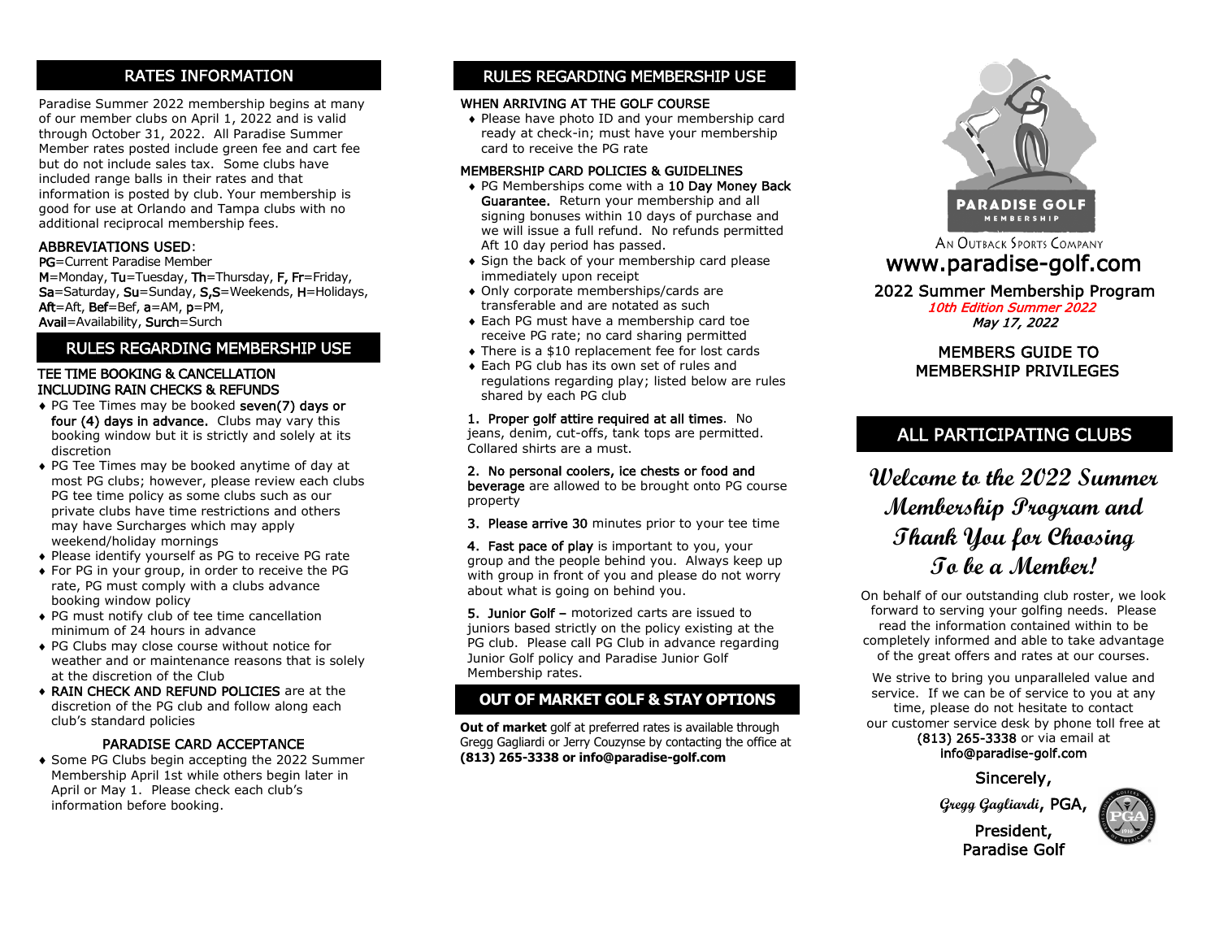## RATES INFORMATION

Paradise Summer 2022 membership begins at many of our member clubs on April 1, 2022 and is valid through October 31, 2022. All Paradise Summer Member rates posted include green fee and cart fee but do not include sales tax. Some clubs have included range balls in their rates and that information is posted by club. Your membership is good for use at Orlando and Tampa clubs with no additional reciprocal membership fees.

**ABBREVIATIONS USED**:

**PG**=Current Paradise Member
**M**=Monday, **Tu**=Tuesday, **Th**=Thursday, **F, Fr**=Friday, **Sa**=Saturday, **Su**=Sunday, **S,S**=Weekends, **H**=Holidays, **Aft**=Aft, **Bef**=Bef, **a**=AM, **p**=PM, **Avail**=Availability, **Surch**=Surch

## RULES REGARDING MEMBERSHIP USE

### TEE TIME BOOKING & CANCELLATION INCLUDING RAIN CHECKS & REFUNDS

- PG Tee Times may be booked **seven(7) days or four (4) days in advance.** Clubs may vary this booking window but it is strictly and solely at its discretion
- PG Tee Times may be booked anytime of day at most PG clubs; however, please review each clubs PG tee time policy as some clubs such as our private clubs have time restrictions and others may have Surcharges which may apply weekend/holiday mornings
- Please identify yourself as PG to receive PG rate
- For PG in your group, in order to receive the PG rate, PG must comply with a clubs advance booking window policy
- PG must notify club of tee time cancellation minimum of 24 hours in advance
- PG Clubs may close course without notice for weather and maintenance reasons that is solely at the discretion of the Club
- **RAIN CHECK AND REFUND POLICIES** are at the discretion of the PG club and follow along each club's standard policies

### PARADISE CARD ACCEPTANCE

- Some PG Clubs begin accepting the 2022 Summer Membership April 1st while others begin later in April or May 1. Please check each club's information before booking.

## RULES REGARDING MEMBERSHIP USE

### WHEN ARRIVING AT THE GOLF COURSE

- Please have photo ID and your membership card ready at check-in; must have your membership card to receive the PG rate

### MEMBERSHIP CARD POLICIES & GUIDELINES

- PG Memberships come with a **10 Day Money Back Guarantee.** Return your membership and all signing bonuses within 10 days of purchase and we will issue a full refund. No refunds permitted Aft 10 day period has passed.
- Sign the back of your membership card please immediately upon receipt
- Only corporate memberships/cards are transferable and are notated as such
- Each PG must have a membership card toe receive PG rate; no card sharing permitted
- There is a $10 replacement fee for lost cards
- Each PG club has its own set of rules and regulations regarding play; listed below are rules shared by each PG club

**1. Proper golf attire required at all times**. No jeans, denim, cut-offs, tank tops are permitted. Collared shirts are a must.

**2. No personal coolers, ice chests or food and beverage** are allowed to be brought onto PG course property

**3. Please arrive 30** minutes prior to your tee time

**4. Fast pace of play** is important to you, your group and the people behind you. Always keep up with group in front of you and please do not worry about what is going on behind you.

**5. Junior Golf –** motorized carts are issued to juniors based strictly on the policy existing at the PG club. Please call PG Club in advance regarding Junior Golf policy and Paradise Junior Golf Membership rates.

## OUT OF MARKET GOLF & STAY OPTIONS

**Out of market** golf at preferred rates is available through Gregg Gagliardi or Jerry Couzynse by contacting the office at **(813) 265-3338 or info@paradise-golf.com**

PARADISE GOLF MEMBERSHIP

AN OUTBACK SPORTS COMPANY

# www.paradise-golf.com

2022 Summer Membership Program

*10th Edition Summer 2022*

*May 17, 2022*

MEMBERS GUIDE TO MEMBERSHIP PRIVILEGES

## ALL PARTICIPATING CLUBS

**Welcome to the 2022 Summer Membership Program and Thank You for Choosing To be a Member!**

On behalf of our outstanding club roster, we look forward to serving your golfing needs. Please read the information contained within to be completely informed and able to take advantage of the great offers and rates at our courses.

We strive to bring you unparalleled value and service. If we can be of service to you at any time, please do not hesitate to contact our customer service desk by phone toll free at **(813) 265-3338** or via email at **info@paradise-golf.com**

Sincerely,

*Gregg Gagliardi*, PGA,

President,
Paradise Golf